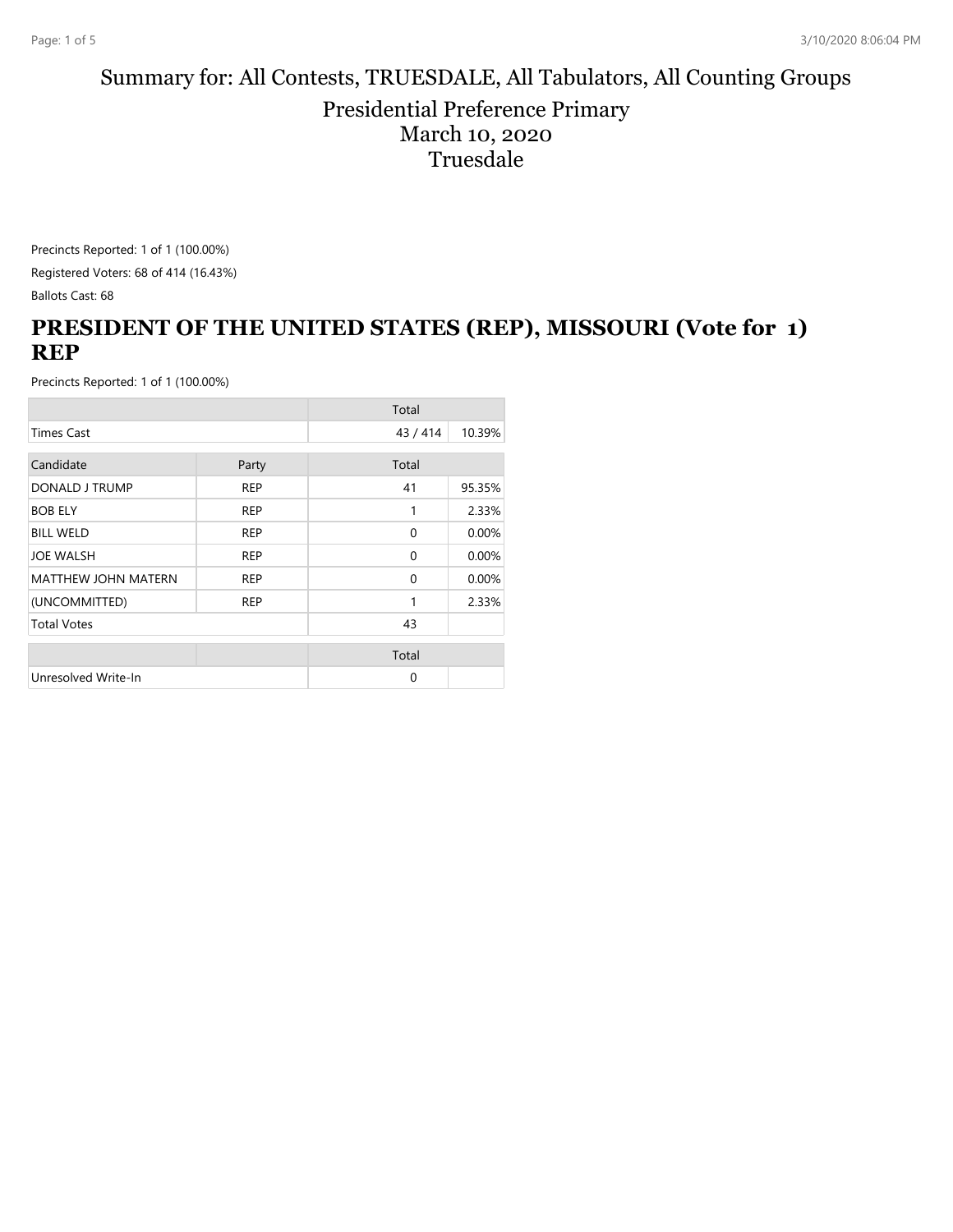# Summary for: All Contests, TRUESDALE, All Tabulators, All Counting Groups

## Presidential Preference Primary
## March 10, 2020
## Truesdale

Precincts Reported: 1 of 1 (100.00%)

Registered Voters: 68 of 414 (16.43%)

Ballots Cast: 68

## PRESIDENT OF THE UNITED STATES (REP), MISSOURI (Vote for 1) REP

Precincts Reported: 1 of 1 (100.00%)

| | | Total | |
|---|---|---|---|
| Times Cast | | 43 / 414 | 10.39% |

| Candidate | Party | Total | |
|---|---|---|---|
| DONALD J TRUMP | REP | 41 | 95.35% |
| BOB ELY | REP | 1 | 2.33% |
| BILL WELD | REP | 0 | 0.00% |
| JOE WALSH | REP | 0 | 0.00% |
| MATTHEW JOHN MATERN | REP | 0 | 0.00% |
| (UNCOMMITTED) | REP | 1 | 2.33% |
| Total Votes | | 43 | |

| | | Total | |
|---|---|---|---|
| Unresolved Write-In | | 0 | |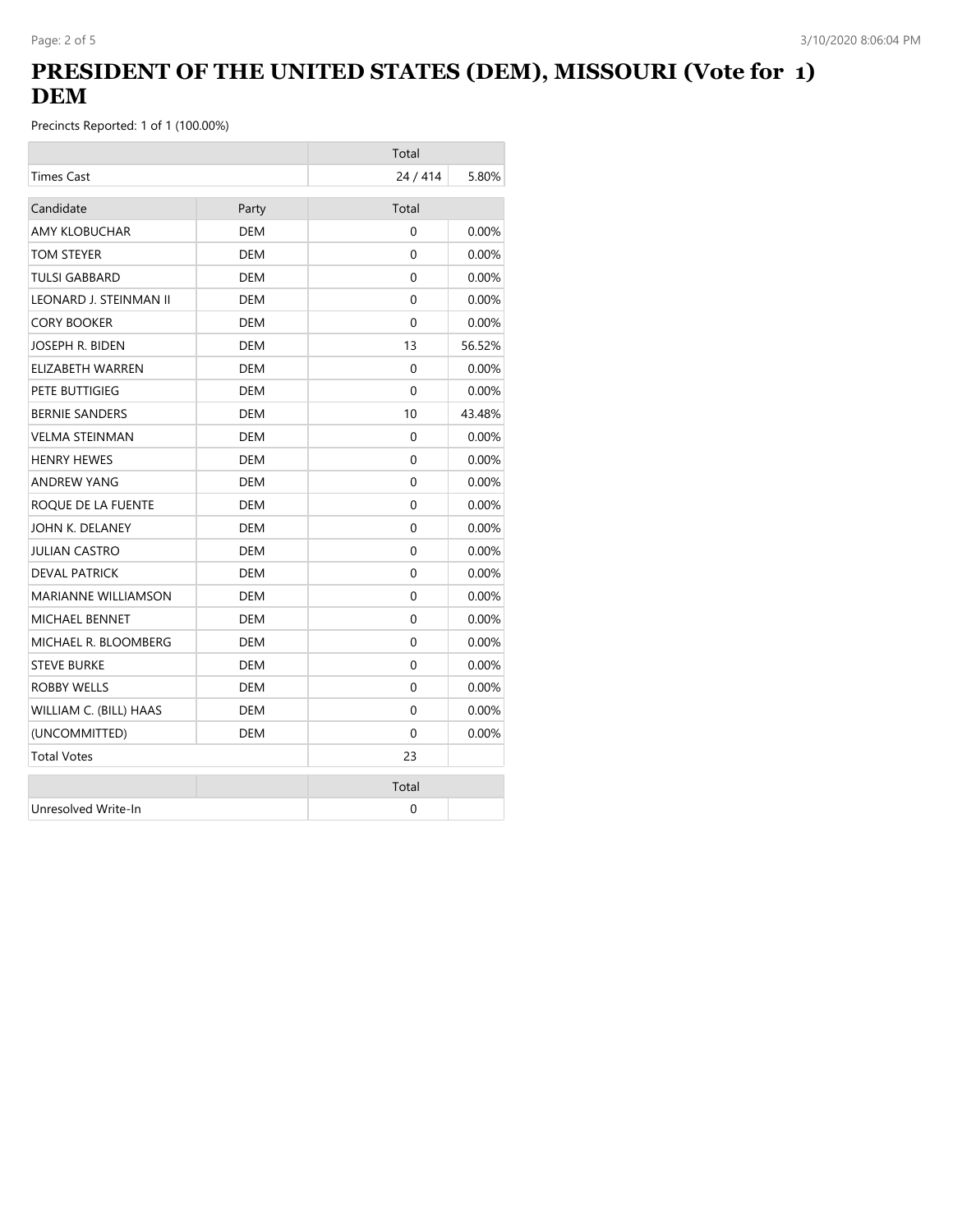# PRESIDENT OF THE UNITED STATES (DEM), MISSOURI (Vote for 1) DEM

Precincts Reported: 1 of 1 (100.00%)

| | | Total | |
|---|---|---|---|
| Times Cast | | 24 / 414 | 5.80% |

| Candidate | Party | Total | |
|---|---|---|---|
| AMY KLOBUCHAR | DEM | 0 | 0.00% |
| TOM STEYER | DEM | 0 | 0.00% |
| TULSI GABBARD | DEM | 0 | 0.00% |
| LEONARD J. STEINMAN II | DEM | 0 | 0.00% |
| CORY BOOKER | DEM | 0 | 0.00% |
| JOSEPH R. BIDEN | DEM | 13 | 56.52% |
| ELIZABETH WARREN | DEM | 0 | 0.00% |
| PETE BUTTIGIEG | DEM | 0 | 0.00% |
| BERNIE SANDERS | DEM | 10 | 43.48% |
| VELMA STEINMAN | DEM | 0 | 0.00% |
| HENRY HEWES | DEM | 0 | 0.00% |
| ANDREW YANG | DEM | 0 | 0.00% |
| ROQUE DE LA FUENTE | DEM | 0 | 0.00% |
| JOHN K. DELANEY | DEM | 0 | 0.00% |
| JULIAN CASTRO | DEM | 0 | 0.00% |
| DEVAL PATRICK | DEM | 0 | 0.00% |
| MARIANNE WILLIAMSON | DEM | 0 | 0.00% |
| MICHAEL BENNET | DEM | 0 | 0.00% |
| MICHAEL R. BLOOMBERG | DEM | 0 | 0.00% |
| STEVE BURKE | DEM | 0 | 0.00% |
| ROBBY WELLS | DEM | 0 | 0.00% |
| WILLIAM C. (BILL) HAAS | DEM | 0 | 0.00% |
| (UNCOMMITTED) | DEM | 0 | 0.00% |
| Total Votes | | 23 | |

| | | Total | |
|---|---|---|---|
| Unresolved Write-In | | 0 | |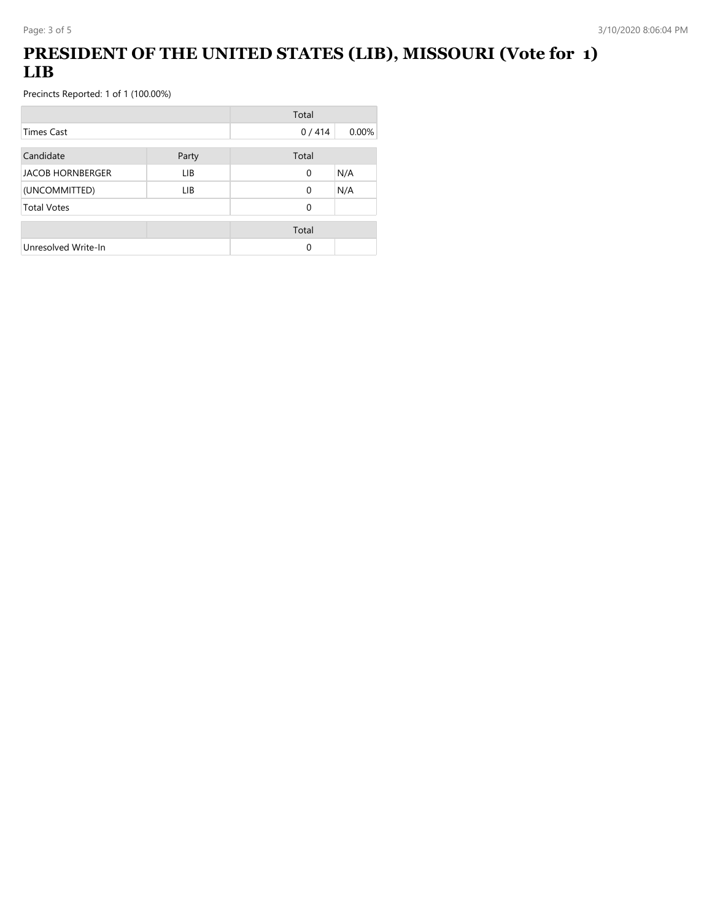# PRESIDENT OF THE UNITED STATES (LIB), MISSOURI (Vote for 1) LIB

Precincts Reported: 1 of 1 (100.00%)

| | Total | |
|---|---|---|
| Times Cast | 0 / 414 | 0.00% |

| Candidate | Party | Total | |
|---|---|---|---|
| JACOB HORNBERGER | LIB | 0 | N/A |
| (UNCOMMITTED) | LIB | 0 | N/A |
| Total Votes | | 0 | |

| | | Total | |
|---|---|---|---|
| Unresolved Write-In | | 0 | |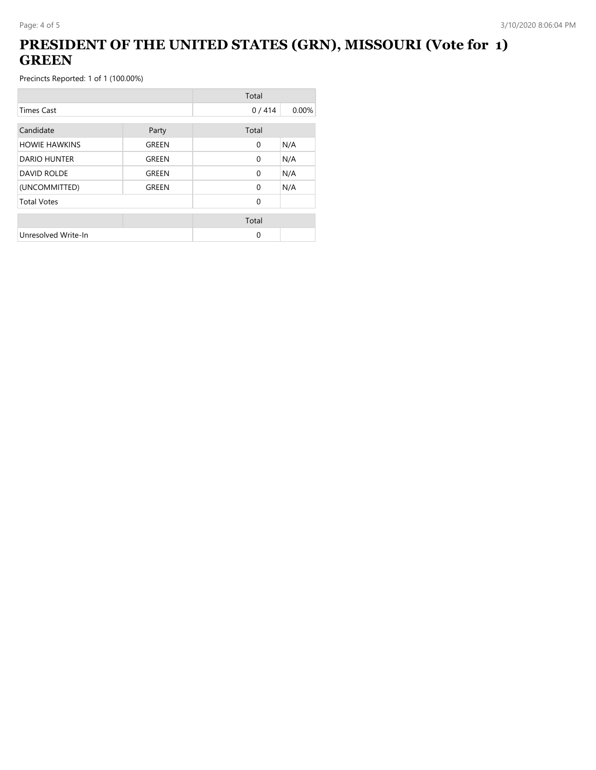# PRESIDENT OF THE UNITED STATES (GRN), MISSOURI (Vote for 1) GREEN

Precincts Reported: 1 of 1 (100.00%)

| | Total | |
|---|---|---|
| Times Cast | 0 / 414 | 0.00% |

| Candidate | Party | Total | |
|---|---|---|---|
| HOWIE HAWKINS | GREEN | 0 | N/A |
| DARIO HUNTER | GREEN | 0 | N/A |
| DAVID ROLDE | GREEN | 0 | N/A |
| (UNCOMMITTED) | GREEN | 0 | N/A |
| Total Votes | | 0 | |

| | | Total | |
|---|---|---|---|
| Unresolved Write-In | | 0 | |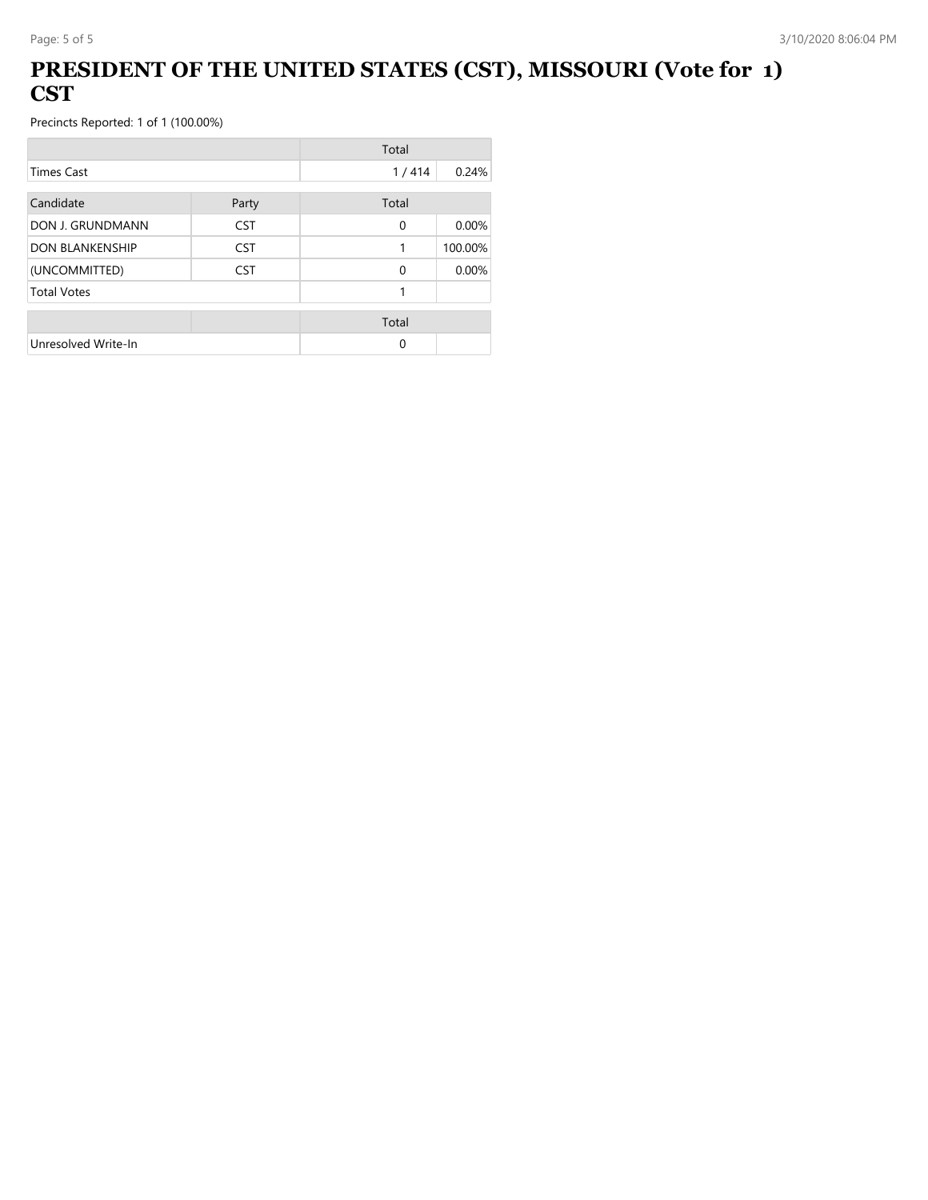# PRESIDENT OF THE UNITED STATES (CST), MISSOURI (Vote for 1) CST

Precincts Reported: 1 of 1 (100.00%)

| | | Total | |
|---|---|---|---|
| Times Cast | | 1 / 414 | 0.24% |

| Candidate | Party | Total | |
|---|---|---|---|
| DON J. GRUNDMANN | CST | 0 | 0.00% |
| DON BLANKENSHIP | CST | 1 | 100.00% |
| (UNCOMMITTED) | CST | 0 | 0.00% |
| Total Votes | | 1 | |

| | | Total | |
|---|---|---|---|
| Unresolved Write-In | | 0 | |